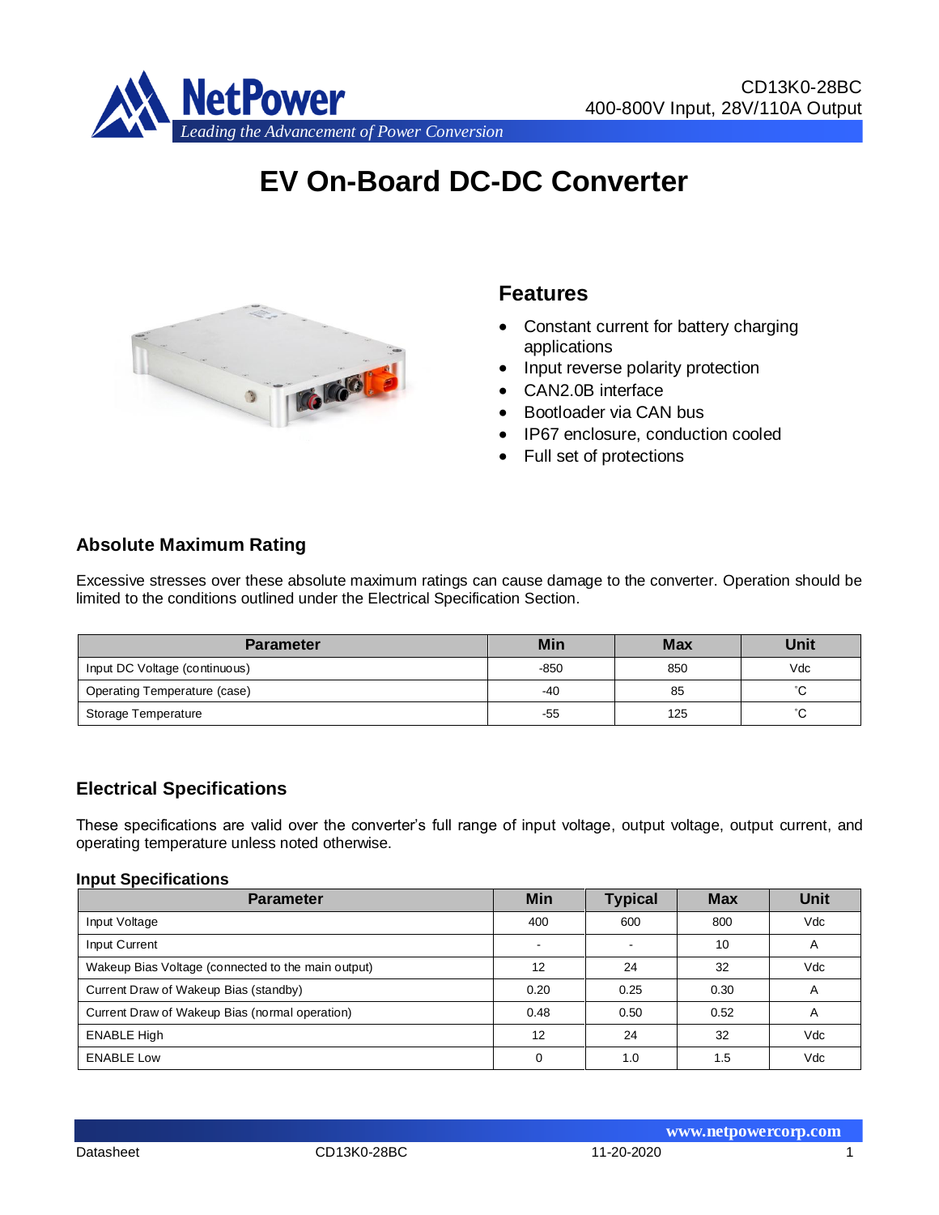CD13K0-28BC
400-800V Input, 28V/110A Output

# EV On-Board DC-DC Converter

## Features

- Constant current for battery charging applications
- Input reverse polarity protection
- CAN2.0B interface
- Bootloader via CAN bus
- IP67 enclosure, conduction cooled
- Full set of protections

## Absolute Maximum Rating

Excessive stresses over these absolute maximum ratings can cause damage to the converter. Operation should be limited to the conditions outlined under the Electrical Specification Section.

| Parameter | Min | Max | Unit |
|---|---|---|---|
| Input DC Voltage (continuous) | -850 | 850 | Vdc |
| Operating Temperature (case) | -40 | 85 | ˚C |
| Storage Temperature | -55 | 125 | ˚C |

## Electrical Specifications

These specifications are valid over the converter's full range of input voltage, output voltage, output current, and operating temperature unless noted otherwise.

### Input Specifications

| Parameter | Min | Typical | Max | Unit |
|---|---|---|---|---|
| Input Voltage | 400 | 600 | 800 | Vdc |
| Input Current | - | - | 10 | A |
| Wakeup Bias Voltage (connected to the main output) | 12 | 24 | 32 | Vdc |
| Current Draw of Wakeup Bias (standby) | 0.20 | 0.25 | 0.30 | A |
| Current Draw of Wakeup Bias (normal operation) | 0.48 | 0.50 | 0.52 | A |
| ENABLE High | 12 | 24 | 32 | Vdc |
| ENABLE Low | 0 | 1.0 | 1.5 | Vdc |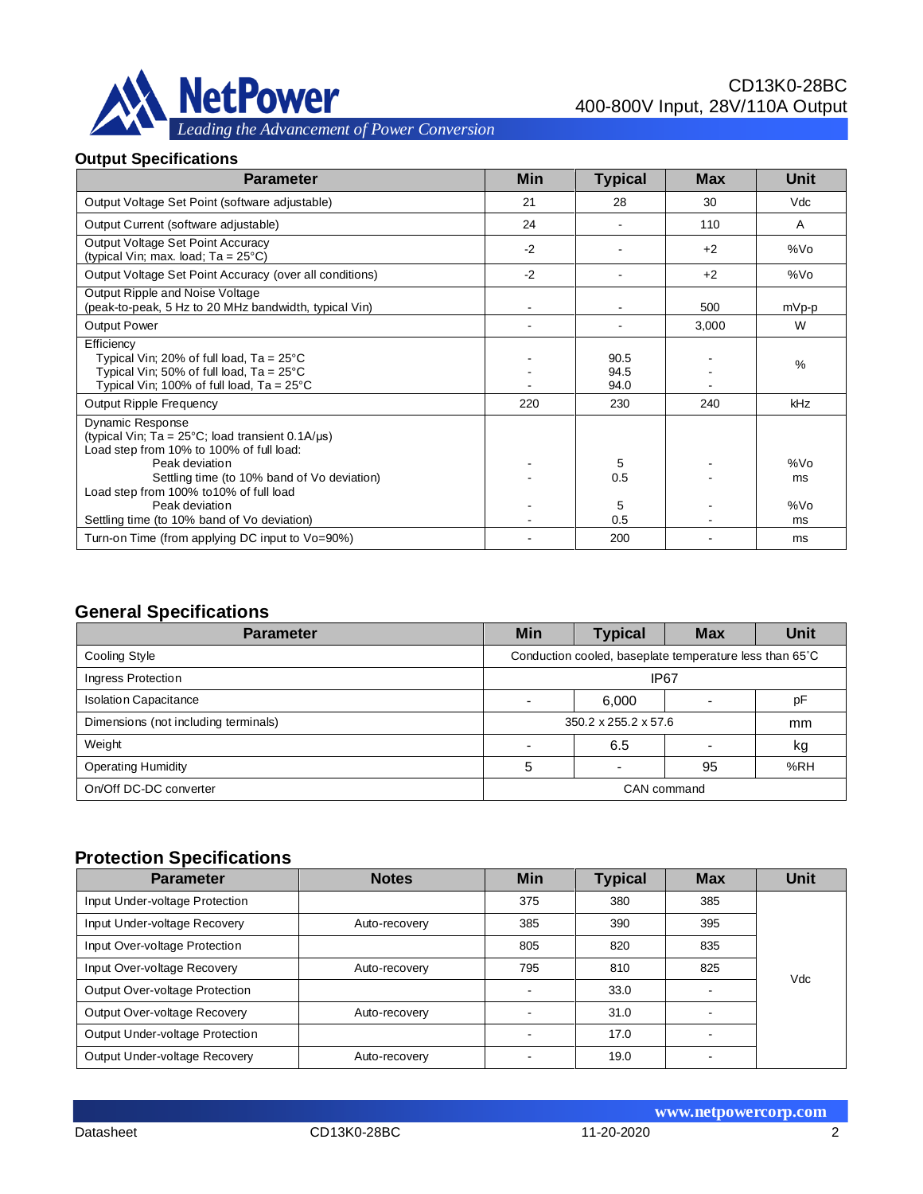## Output Specifications

| Parameter | Min | Typical | Max | Unit |
|---|---|---|---|---|
| Output Voltage Set Point (software adjustable) | 21 | 28 | 30 | Vdc |
| Output Current (software adjustable) | 24 | - | 110 | A |
| Output Voltage Set Point Accuracy (typical Vin; max. load; Ta = 25°C) | -2 | - | +2 | %Vo |
| Output Voltage Set Point Accuracy (over all conditions) | -2 | - | +2 | %Vo |
| Output Ripple and Noise Voltage (peak-to-peak, 5 Hz to 20 MHz bandwidth, typical Vin) | - | - | 500 | mVp-p |
| Output Power | - | - | 3,000 | W |
| Efficiency<br>Typical Vin; 20% of full load, Ta = 25°C<br>Typical Vin; 50% of full load, Ta = 25°C<br>Typical Vin; 100% of full load, Ta = 25°C | <br>-<br>-<br>- | <br>90.5<br>94.5<br>94.0 | <br>-<br>-<br>- | % |
| Output Ripple Frequency | 220 | 230 | 240 | kHz |
| Dynamic Response<br>(typical Vin; Ta = 25°C; load transient 0.1A/µs)<br>Load step from 10% to 100% of full load:<br>Peak deviation<br>Settling time (to 10% band of Vo deviation)<br>Load step from 100% to10% of full load<br>Peak deviation<br>Settling time (to 10% band of Vo deviation) | <br><br><br>-<br>-<br><br>-<br>- | <br><br><br>5<br>0.5<br><br>5<br>0.5 | <br><br><br>-<br>-<br><br>-<br>- | <br><br><br>%Vo<br>ms<br><br>%Vo<br>ms |
| Turn-on Time (from applying DC input to Vo=90%) | - | 200 | - | ms |

## General Specifications

| Parameter | Min | Typical | Max | Unit |
|---|---|---|---|---|
| Cooling Style | Conduction cooled, baseplate temperature less than 65˚C | | | |
| Ingress Protection | IP67 | | | |
| Isolation Capacitance | - | 6,000 | - | pF |
| Dimensions (not including terminals) | 350.2 x 255.2 x 57.6 | | | mm |
| Weight | - | 6.5 | - | kg |
| Operating Humidity | 5 | - | 95 | %RH |
| On/Off DC-DC converter | CAN command | | | |

## Protection Specifications

| Parameter | Notes | Min | Typical | Max | Unit |
|---|---|---|---|---|---|
| Input Under-voltage Protection | | 375 | 380 | 385 | Vdc |
| Input Under-voltage Recovery | Auto-recovery | 385 | 390 | 395 | Vdc |
| Input Over-voltage Protection | | 805 | 820 | 835 | Vdc |
| Input Over-voltage Recovery | Auto-recovery | 795 | 810 | 825 | Vdc |
| Output Over-voltage Protection | | - | 33.0 | - | Vdc |
| Output Over-voltage Recovery | Auto-recovery | - | 31.0 | - | Vdc |
| Output Under-voltage Protection | | - | 17.0 | - | Vdc |
| Output Under-voltage Recovery | Auto-recovery | - | 19.0 | - | Vdc |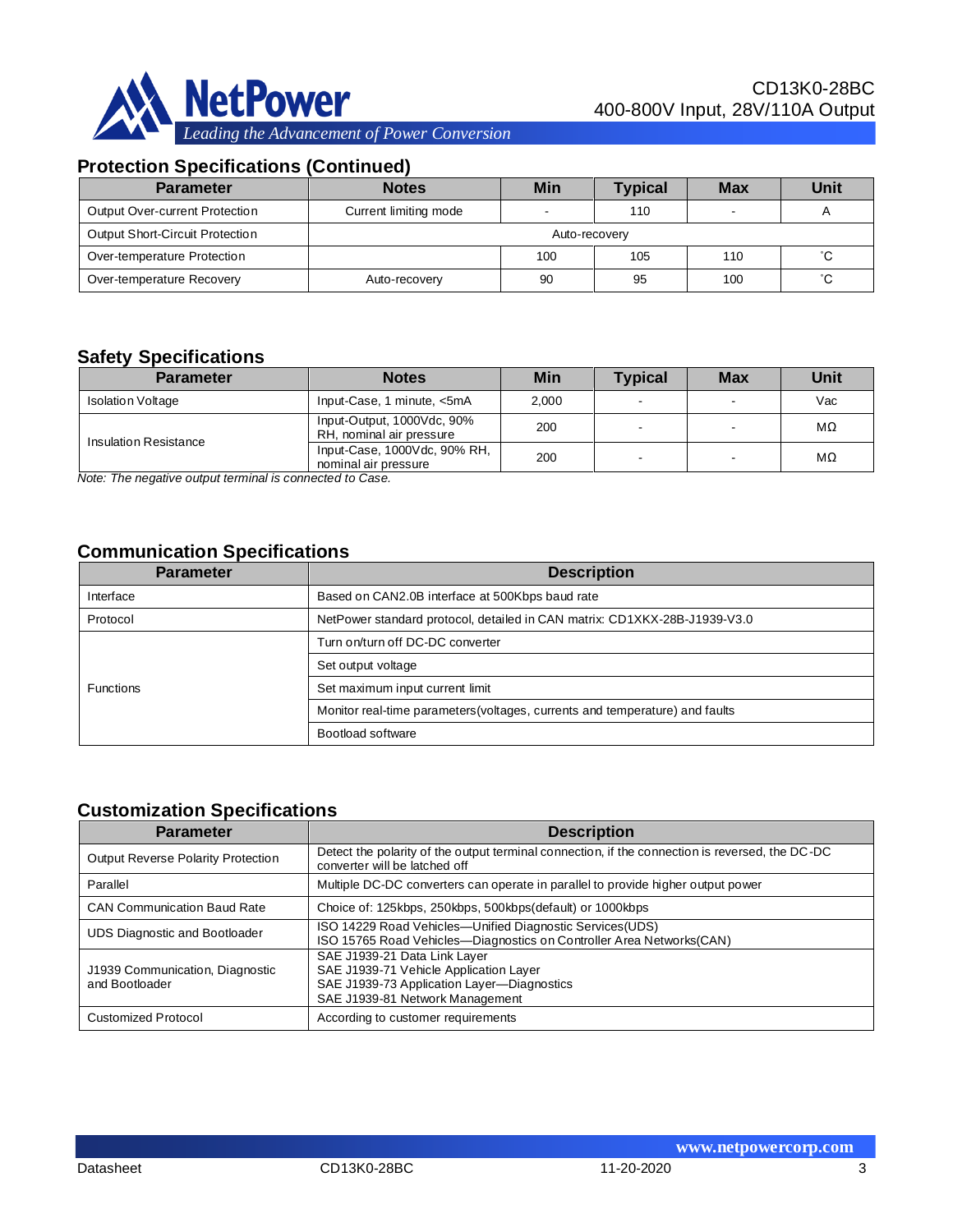## Protection Specifications (Continued)

| Parameter | Notes | Min | Typical | Max | Unit |
|---|---|---|---|---|---|
| Output Over-current Protection | Current limiting mode | - | 110 | - | A |
| Output Short-Circuit Protection | Auto-recovery | | | | |
| Over-temperature Protection | | 100 | 105 | 110 | ˚C |
| Over-temperature Recovery | Auto-recovery | 90 | 95 | 100 | ˚C |

## Safety Specifications

| Parameter | Notes | Min | Typical | Max | Unit |
|---|---|---|---|---|---|
| Isolation Voltage | Input-Case, 1 minute, <5mA | 2,000 | - | - | Vac |
| Insulation Resistance | Input-Output, 1000Vdc, 90% RH, nominal air pressure | 200 | - | - | MΩ |
| | Input-Case, 1000Vdc, 90% RH, nominal air pressure | 200 | - | - | MΩ |

*Note: The negative output terminal is connected to Case.*

## Communication Specifications

| Parameter | Description |
|---|---|
| Interface | Based on CAN2.0B interface at 500Kbps baud rate |
| Protocol | NetPower standard protocol, detailed in CAN matrix: CD1XKX-28B-J1939-V3.0 |
| Functions | Turn on/turn off DC-DC converter |
| | Set output voltage |
| | Set maximum input current limit |
| | Monitor real-time parameters(voltages, currents and temperature) and faults |
| | Bootload software |

## Customization Specifications

| Parameter | Description |
|---|---|
| Output Reverse Polarity Protection | Detect the polarity of the output terminal connection, if the connection is reversed, the DC-DC converter will be latched off |
| Parallel | Multiple DC-DC converters can operate in parallel to provide higher output power |
| CAN Communication Baud Rate | Choice of: 125kbps, 250kbps, 500kbps(default) or 1000kbps |
| UDS Diagnostic and Bootloader | ISO 14229 Road Vehicles—Unified Diagnostic Services(UDS)<br>ISO 15765 Road Vehicles—Diagnostics on Controller Area Networks(CAN) |
| J1939 Communication, Diagnostic and Bootloader | SAE J1939-21 Data Link Layer<br>SAE J1939-71 Vehicle Application Layer<br>SAE J1939-73 Application Layer—Diagnostics<br>SAE J1939-81 Network Management |
| Customized Protocol | According to customer requirements |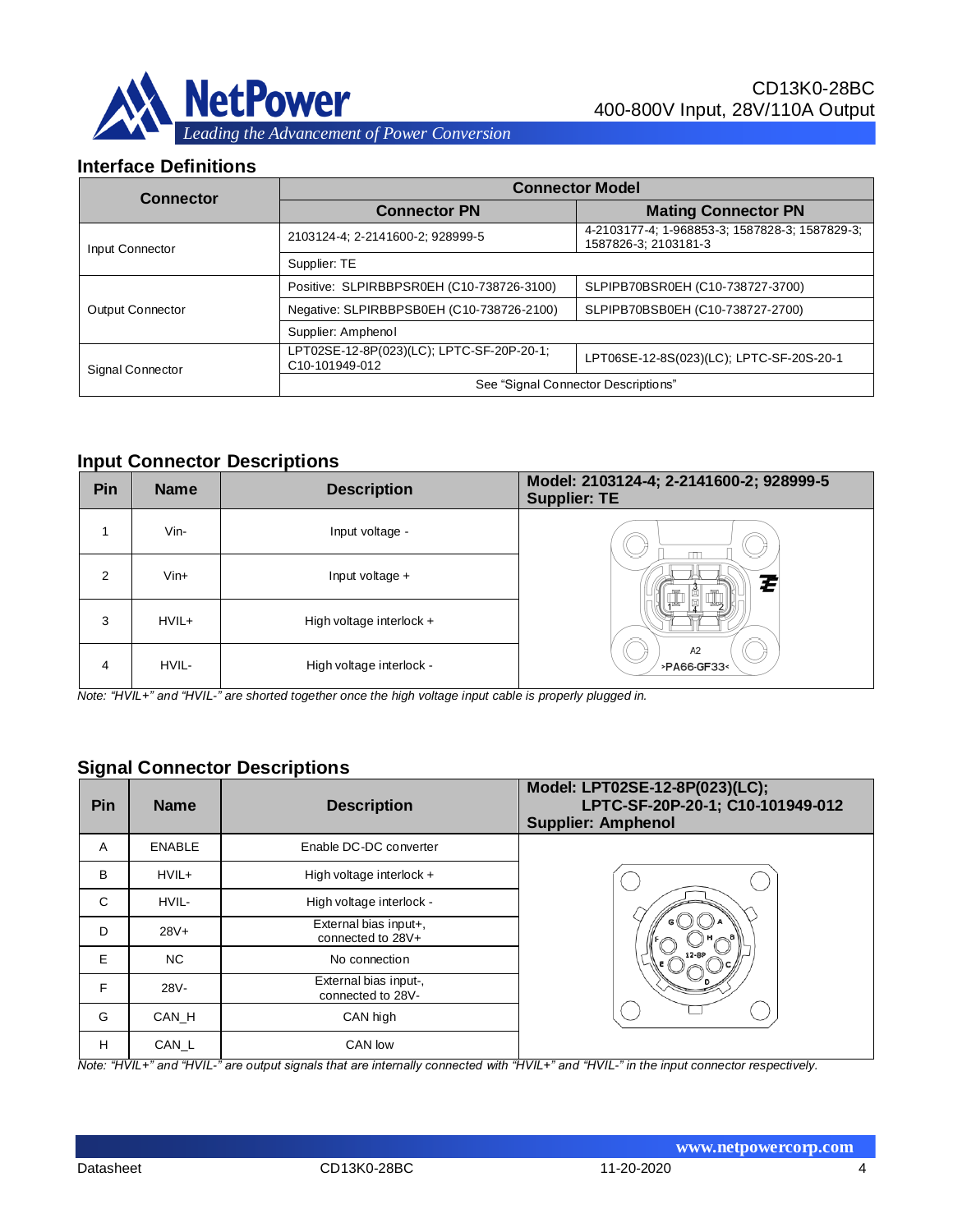## Interface Definitions

| Connector | Connector Model | |
|---|---|---|
| | **Connector PN** | **Mating Connector PN** |
| Input Connector | 2103124-4; 2-2141600-2; 928999-5 | 4-2103177-4; 1-968853-3; 1587828-3; 1587829-3; 1587826-3; 2103181-3 |
| | Supplier: TE | |
| Output Connector | Positive: SLPIRBBPSR0EH (C10-738726-3100) | SLPIPB70BSR0EH (C10-738727-3700) |
| | Negative: SLPIRBBPSB0EH (C10-738726-2100) | SLPIPB70BSB0EH (C10-738727-2700) |
| | Supplier: Amphenol | |
| Signal Connector | LPT02SE-12-8P(023)(LC); LPTC-SF-20P-20-1; C10-101949-012 | LPT06SE-12-8S(023)(LC); LPTC-SF-20S-20-1 |
| | See "Signal Connector Descriptions" | |

## Input Connector Descriptions

| Pin | Name | Description | Model: 2103124-4; 2-2141600-2; 928999-5<br>Supplier: TE |
|---|---|---|---|
| 1 | Vin- | Input voltage - | |
| 2 | Vin+ | Input voltage + | |
| 3 | HVIL+ | High voltage interlock + | |
| 4 | HVIL- | High voltage interlock - | |

*Note: "HVIL+" and "HVIL-" are shorted together once the high voltage input cable is properly plugged in.*

## Signal Connector Descriptions

| Pin | Name | Description | Model: LPT02SE-12-8P(023)(LC); LPTC-SF-20P-20-1; C10-101949-012<br>Supplier: Amphenol |
|---|---|---|---|
| A | ENABLE | Enable DC-DC converter | |
| B | HVIL+ | High voltage interlock + | |
| C | HVIL- | High voltage interlock - | |
| D | 28V+ | External bias input+, connected to 28V+ | |
| E | NC | No connection | |
| F | 28V- | External bias input-, connected to 28V- | |
| G | CAN_H | CAN high | |
| H | CAN_L | CAN low | |

*Note: "HVIL+" and "HVIL-" are output signals that are internally connected with "HVIL+" and "HVIL-" in the input connector respectively.*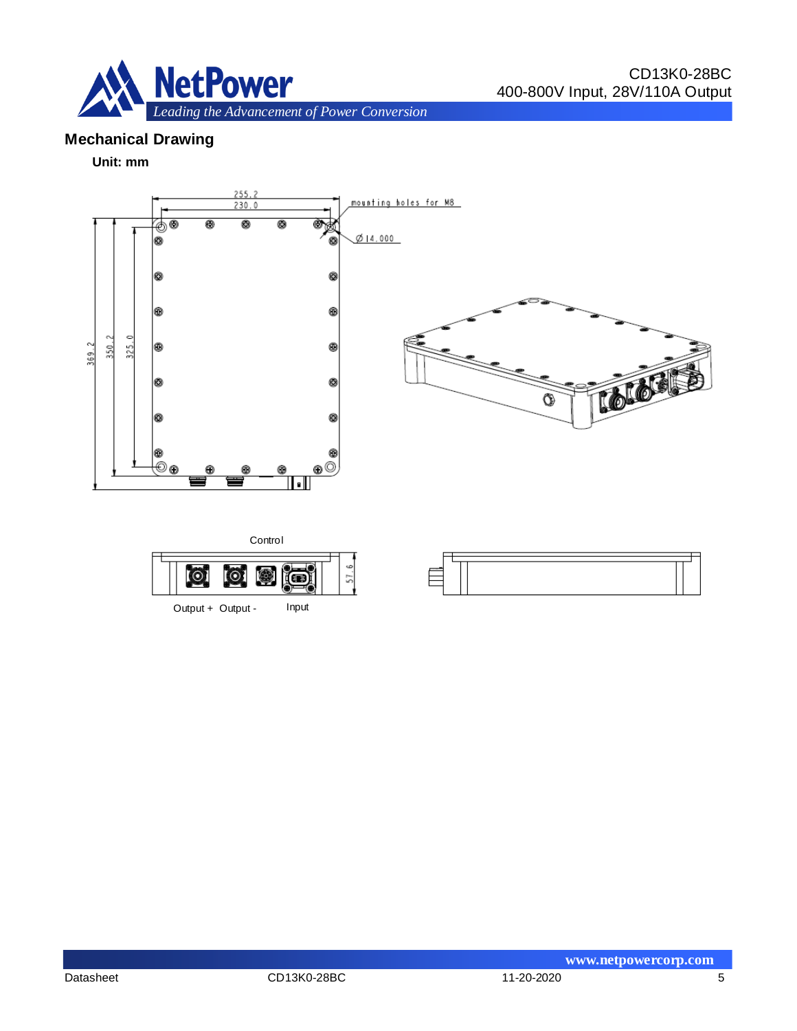## Mechanical Drawing

**Unit: mm**

255.2
230.0
mounting holes for M8
Ø14.000
369.2
350.2
325.0

Control
57.6
Output + Output - Input